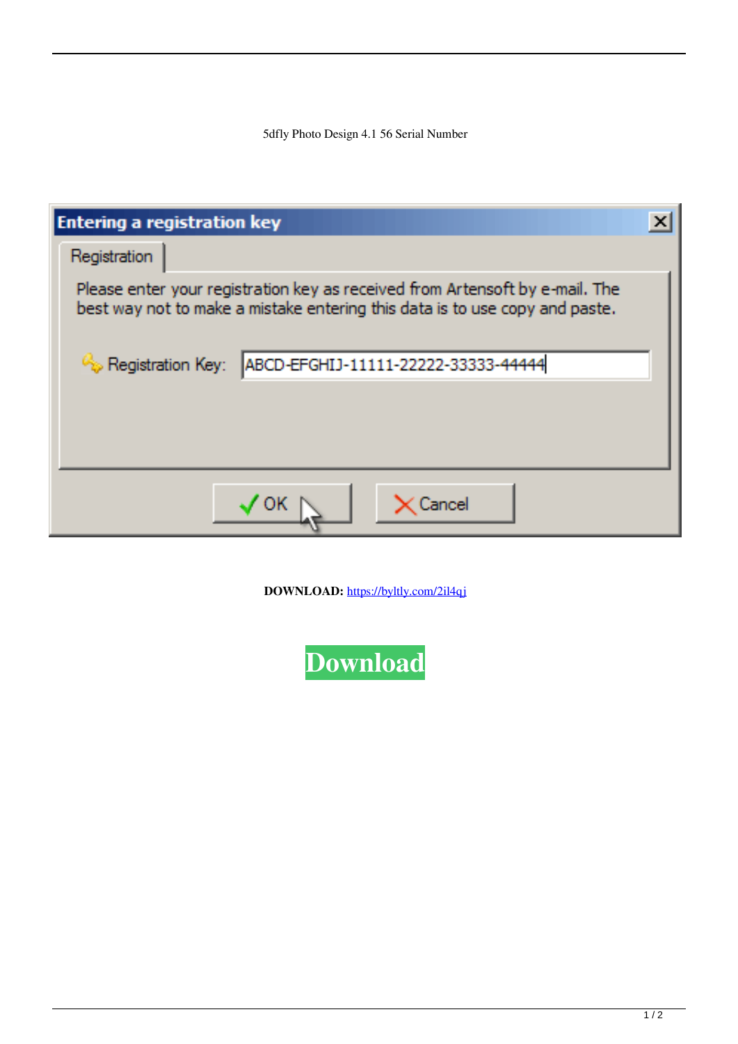5dfly Photo Design 4.1 56 Serial Number

**Entering a registration key**

Registration

Please enter your registration key as received from Artensoft by e-mail. The best way not to make a mistake entering this data is to use copy and paste.

Registration Key: ABCD-EFGHIJ-11111-22222-33333-44444

OK Cancel

**DOWNLOAD:** https://byltly.com/2il4qj

**Download**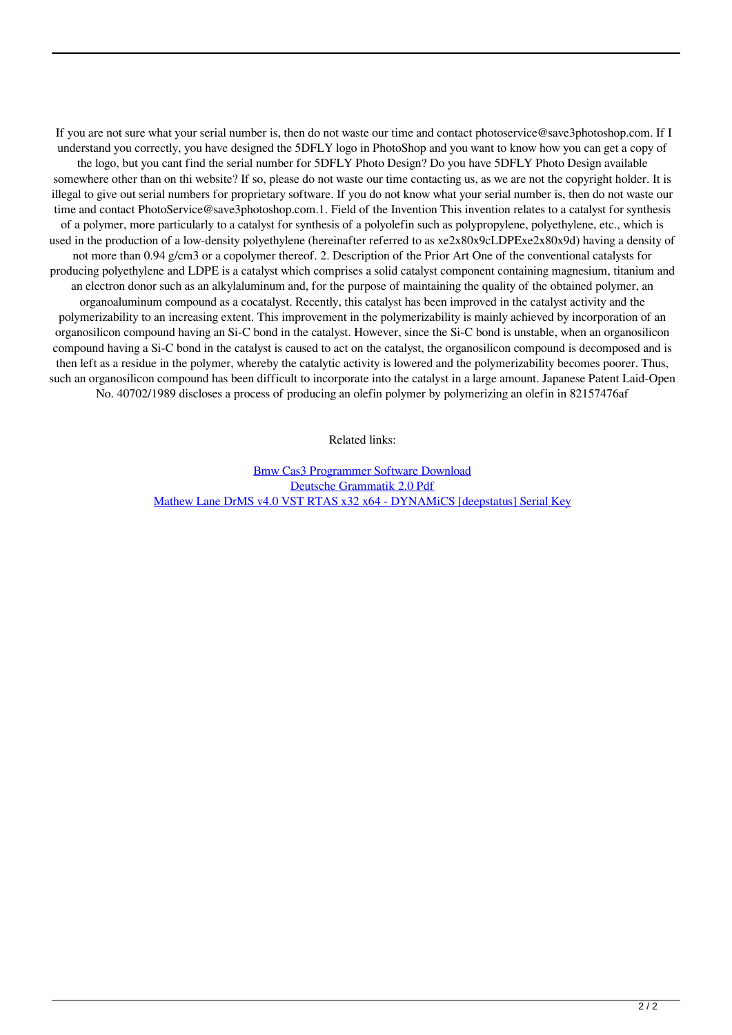If you are not sure what your serial number is, then do not waste our time and contact photoservice@save3photoshop.com. If I understand you correctly, you have designed the 5DFLY logo in PhotoShop and you want to know how you can get a copy of the logo, but you cant find the serial number for 5DFLY Photo Design? Do you have 5DFLY Photo Design available somewhere other than on thi website? If so, please do not waste our time contacting us, as we are not the copyright holder. It is illegal to give out serial numbers for proprietary software. If you do not know what your serial number is, then do not waste our time and contact PhotoService@save3photoshop.com.1. Field of the Invention This invention relates to a catalyst for synthesis of a polymer, more particularly to a catalyst for synthesis of a polyolefin such as polypropylene, polyethylene, etc., which is used in the production of a low-density polyethylene (hereinafter referred to as xe2x80x9cLDPExe2x80x9d) having a density of not more than 0.94 g/cm3 or a copolymer thereof. 2. Description of the Prior Art One of the conventional catalysts for producing polyethylene and LDPE is a catalyst which comprises a solid catalyst component containing magnesium, titanium and an electron donor such as an alkylaluminum and, for the purpose of maintaining the quality of the obtained polymer, an organoaluminum compound as a cocatalyst. Recently, this catalyst has been improved in the catalyst activity and the polymerizability to an increasing extent. This improvement in the polymerizability is mainly achieved by incorporation of an organosilicon compound having an Si-C bond in the catalyst. However, since the Si-C bond is unstable, when an organosilicon compound having a Si-C bond in the catalyst is caused to act on the catalyst, the organosilicon compound is decomposed and is then left as a residue in the polymer, whereby the catalytic activity is lowered and the polymerizability becomes poorer. Thus, such an organosilicon compound has been difficult to incorporate into the catalyst in a large amount. Japanese Patent Laid-Open No. 40702/1989 discloses a process of producing an olefin polymer by polymerizing an olefin in 82157476af

Related links:

Bmw Cas3 Programmer Software Download
Deutsche Grammatik 2.0 Pdf
Mathew Lane DrMS v4.0 VST RTAS x32 x64 - DYNAMiCS [deepstatus] Serial Key